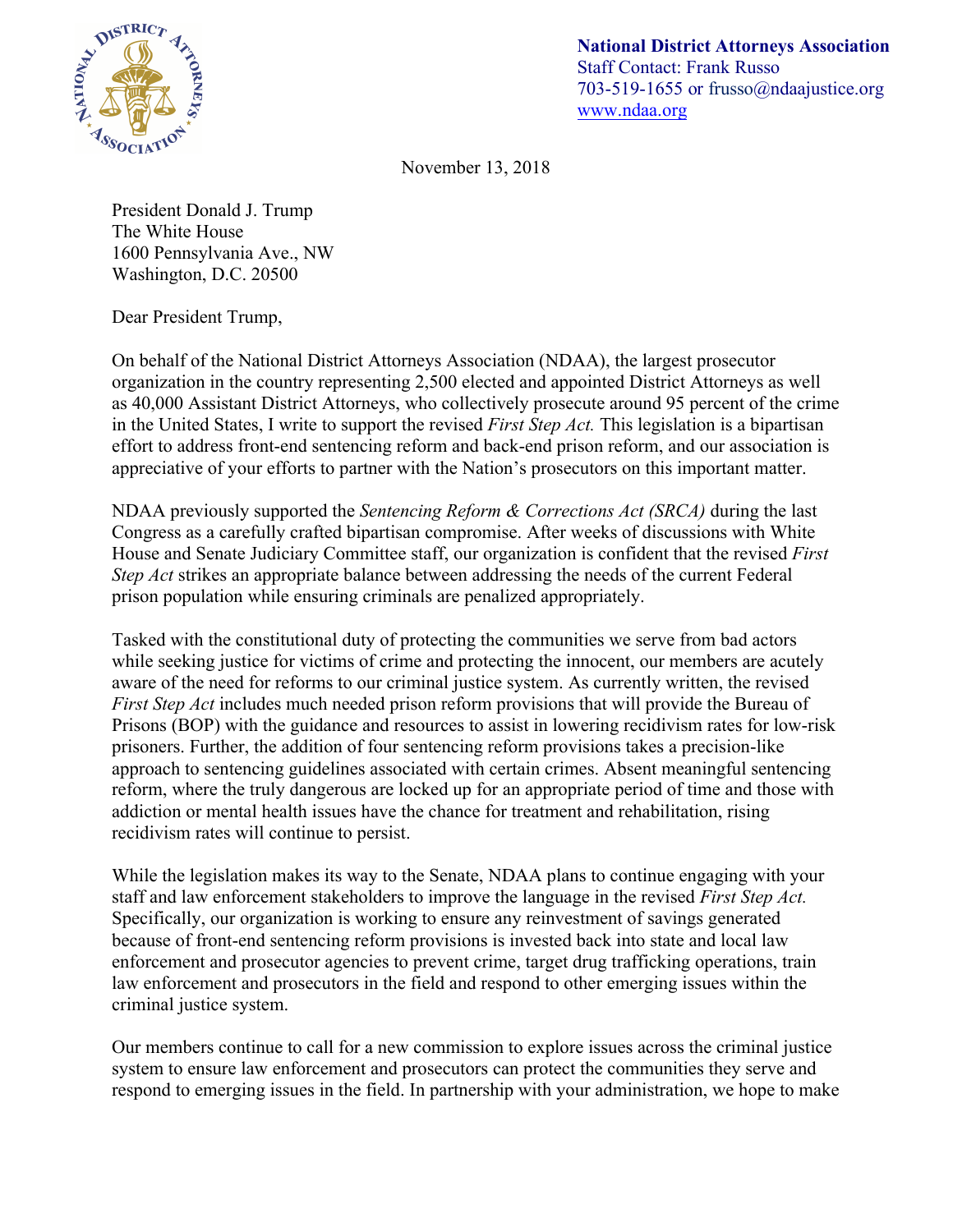**National District Attorneys Association**
Staff Contact: Frank Russo
703-519-1655 or frusso@ndaajustice.org
www.ndaa.org

November 13, 2018

President Donald J. Trump
The White House
1600 Pennsylvania Ave., NW
Washington, D.C. 20500

Dear President Trump,

On behalf of the National District Attorneys Association (NDAA), the largest prosecutor organization in the country representing 2,500 elected and appointed District Attorneys as well as 40,000 Assistant District Attorneys, who collectively prosecute around 95 percent of the crime in the United States, I write to support the revised *First Step Act.* This legislation is a bipartisan effort to address front-end sentencing reform and back-end prison reform, and our association is appreciative of your efforts to partner with the Nation's prosecutors on this important matter.

NDAA previously supported the *Sentencing Reform & Corrections Act (SRCA)* during the last Congress as a carefully crafted bipartisan compromise. After weeks of discussions with White House and Senate Judiciary Committee staff, our organization is confident that the revised *First Step Act* strikes an appropriate balance between addressing the needs of the current Federal prison population while ensuring criminals are penalized appropriately.

Tasked with the constitutional duty of protecting the communities we serve from bad actors while seeking justice for victims of crime and protecting the innocent, our members are acutely aware of the need for reforms to our criminal justice system. As currently written, the revised *First Step Act* includes much needed prison reform provisions that will provide the Bureau of Prisons (BOP) with the guidance and resources to assist in lowering recidivism rates for low-risk prisoners. Further, the addition of four sentencing reform provisions takes a precision-like approach to sentencing guidelines associated with certain crimes. Absent meaningful sentencing reform, where the truly dangerous are locked up for an appropriate period of time and those with addiction or mental health issues have the chance for treatment and rehabilitation, rising recidivism rates will continue to persist.

While the legislation makes its way to the Senate, NDAA plans to continue engaging with your staff and law enforcement stakeholders to improve the language in the revised *First Step Act.* Specifically, our organization is working to ensure any reinvestment of savings generated because of front-end sentencing reform provisions is invested back into state and local law enforcement and prosecutor agencies to prevent crime, target drug trafficking operations, train law enforcement and prosecutors in the field and respond to other emerging issues within the criminal justice system.

Our members continue to call for a new commission to explore issues across the criminal justice system to ensure law enforcement and prosecutors can protect the communities they serve and respond to emerging issues in the field. In partnership with your administration, we hope to make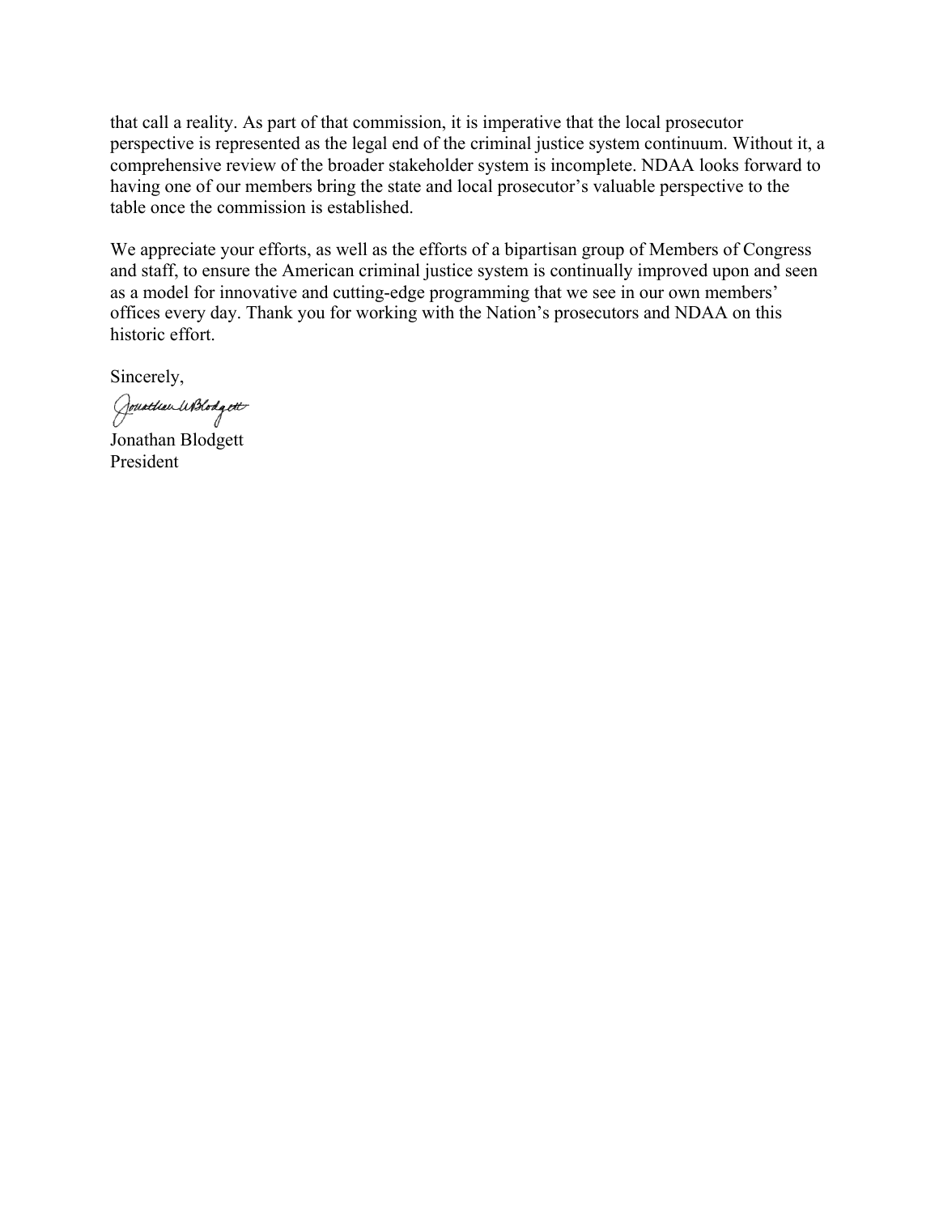that call a reality. As part of that commission, it is imperative that the local prosecutor perspective is represented as the legal end of the criminal justice system continuum. Without it, a comprehensive review of the broader stakeholder system is incomplete. NDAA looks forward to having one of our members bring the state and local prosecutor's valuable perspective to the table once the commission is established.

We appreciate your efforts, as well as the efforts of a bipartisan group of Members of Congress and staff, to ensure the American criminal justice system is continually improved upon and seen as a model for innovative and cutting-edge programming that we see in our own members' offices every day. Thank you for working with the Nation's prosecutors and NDAA on this historic effort.

Sincerely,

Jonathan Blodgett
President